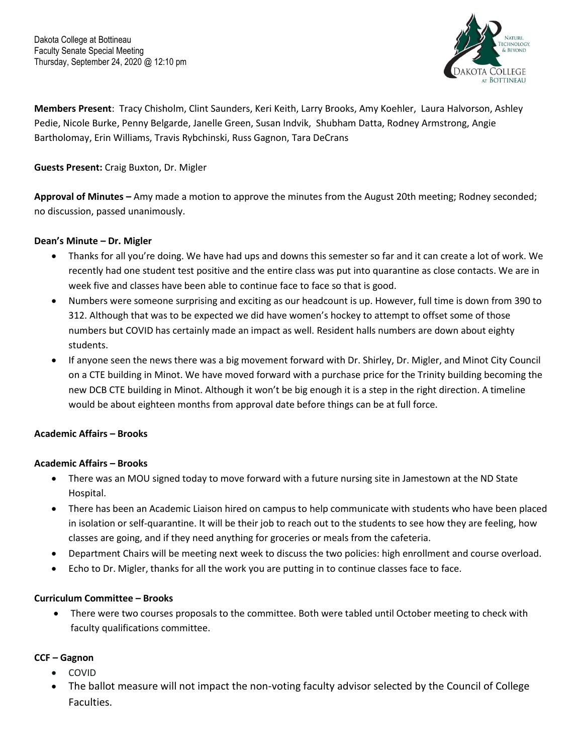Dakota College at Bottineau
Faculty Senate Special Meeting
Thursday, September 24, 2020 @ 12:10 pm

**Members Present**: Tracy Chisholm, Clint Saunders, Keri Keith, Larry Brooks, Amy Koehler, Laura Halvorson, Ashley Pedie, Nicole Burke, Penny Belgarde, Janelle Green, Susan Indvik, Shubham Datta, Rodney Armstrong, Angie Bartholomay, Erin Williams, Travis Rybchinski, Russ Gagnon, Tara DeCrans

**Guests Present:** Craig Buxton, Dr. Migler

**Approval of Minutes –** Amy made a motion to approve the minutes from the August 20th meeting; Rodney seconded; no discussion, passed unanimously.

**Dean's Minute – Dr. Migler**

- Thanks for all you're doing. We have had ups and downs this semester so far and it can create a lot of work. We recently had one student test positive and the entire class was put into quarantine as close contacts. We are in week five and classes have been able to continue face to face so that is good.
- Numbers were someone surprising and exciting as our headcount is up. However, full time is down from 390 to 312. Although that was to be expected we did have women's hockey to attempt to offset some of those numbers but COVID has certainly made an impact as well. Resident halls numbers are down about eighty students.
- If anyone seen the news there was a big movement forward with Dr. Shirley, Dr. Migler, and Minot City Council on a CTE building in Minot. We have moved forward with a purchase price for the Trinity building becoming the new DCB CTE building in Minot. Although it won't be big enough it is a step in the right direction. A timeline would be about eighteen months from approval date before things can be at full force.

**Academic Affairs – Brooks**

**Academic Affairs – Brooks**

- There was an MOU signed today to move forward with a future nursing site in Jamestown at the ND State Hospital.
- There has been an Academic Liaison hired on campus to help communicate with students who have been placed in isolation or self-quarantine. It will be their job to reach out to the students to see how they are feeling, how classes are going, and if they need anything for groceries or meals from the cafeteria.
- Department Chairs will be meeting next week to discuss the two policies: high enrollment and course overload.
- Echo to Dr. Migler, thanks for all the work you are putting in to continue classes face to face.

**Curriculum Committee – Brooks**

- There were two courses proposals to the committee. Both were tabled until October meeting to check with faculty qualifications committee.

**CCF – Gagnon**

- COVID
- The ballot measure will not impact the non-voting faculty advisor selected by the Council of College Faculties.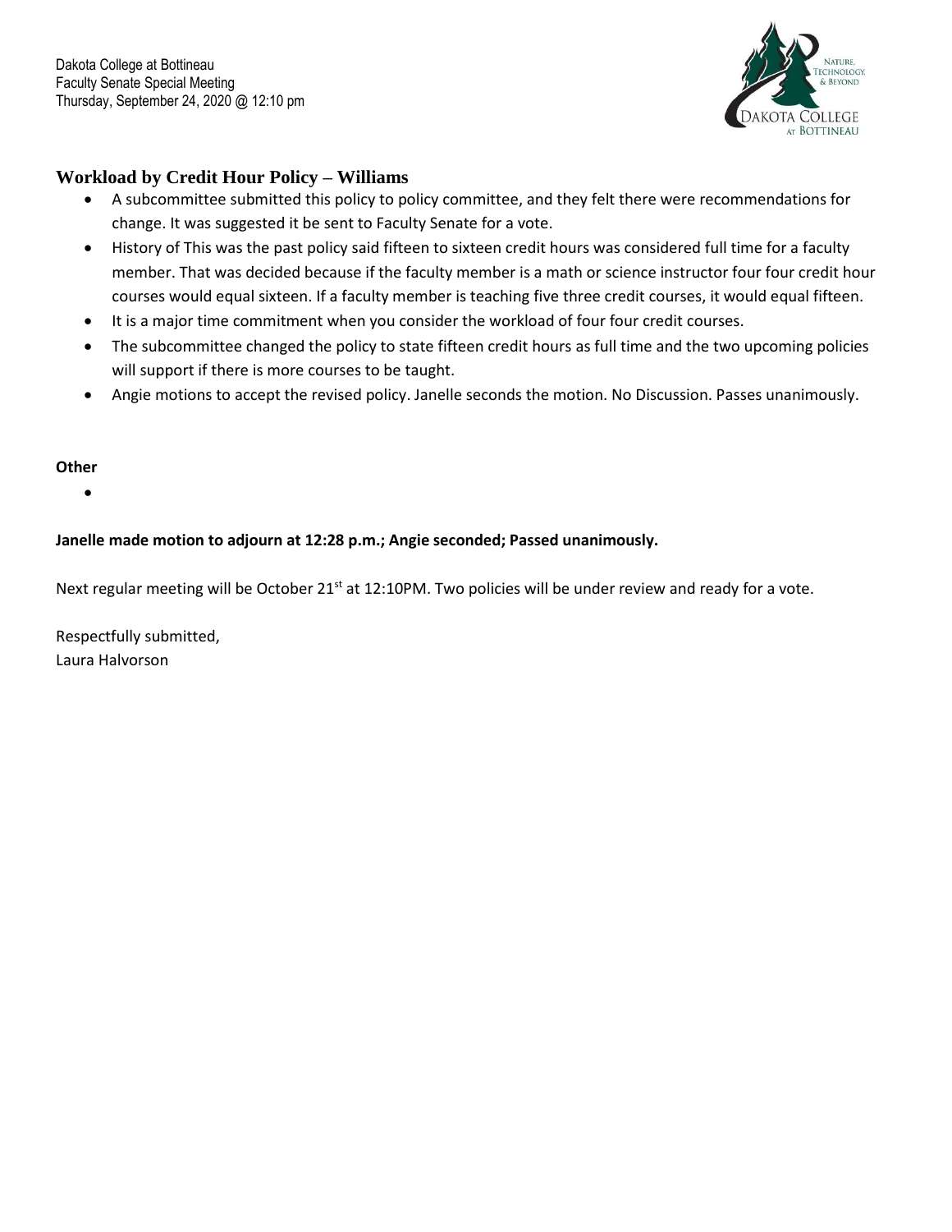## Workload by Credit Hour Policy – Williams

- A subcommittee submitted this policy to policy committee, and they felt there were recommendations for change. It was suggested it be sent to Faculty Senate for a vote.
- History of This was the past policy said fifteen to sixteen credit hours was considered full time for a faculty member. That was decided because if the faculty member is a math or science instructor four four credit hour courses would equal sixteen. If a faculty member is teaching five three credit courses, it would equal fifteen.
- It is a major time commitment when you consider the workload of four four credit courses.
- The subcommittee changed the policy to state fifteen credit hours as full time and the two upcoming policies will support if there is more courses to be taught.
- Angie motions to accept the revised policy. Janelle seconds the motion. No Discussion. Passes unanimously.

**Other**

- 

**Janelle made motion to adjourn at 12:28 p.m.; Angie seconded; Passed unanimously.**

Next regular meeting will be October 21st at 12:10PM. Two policies will be under review and ready for a vote.

Respectfully submitted,
Laura Halvorson